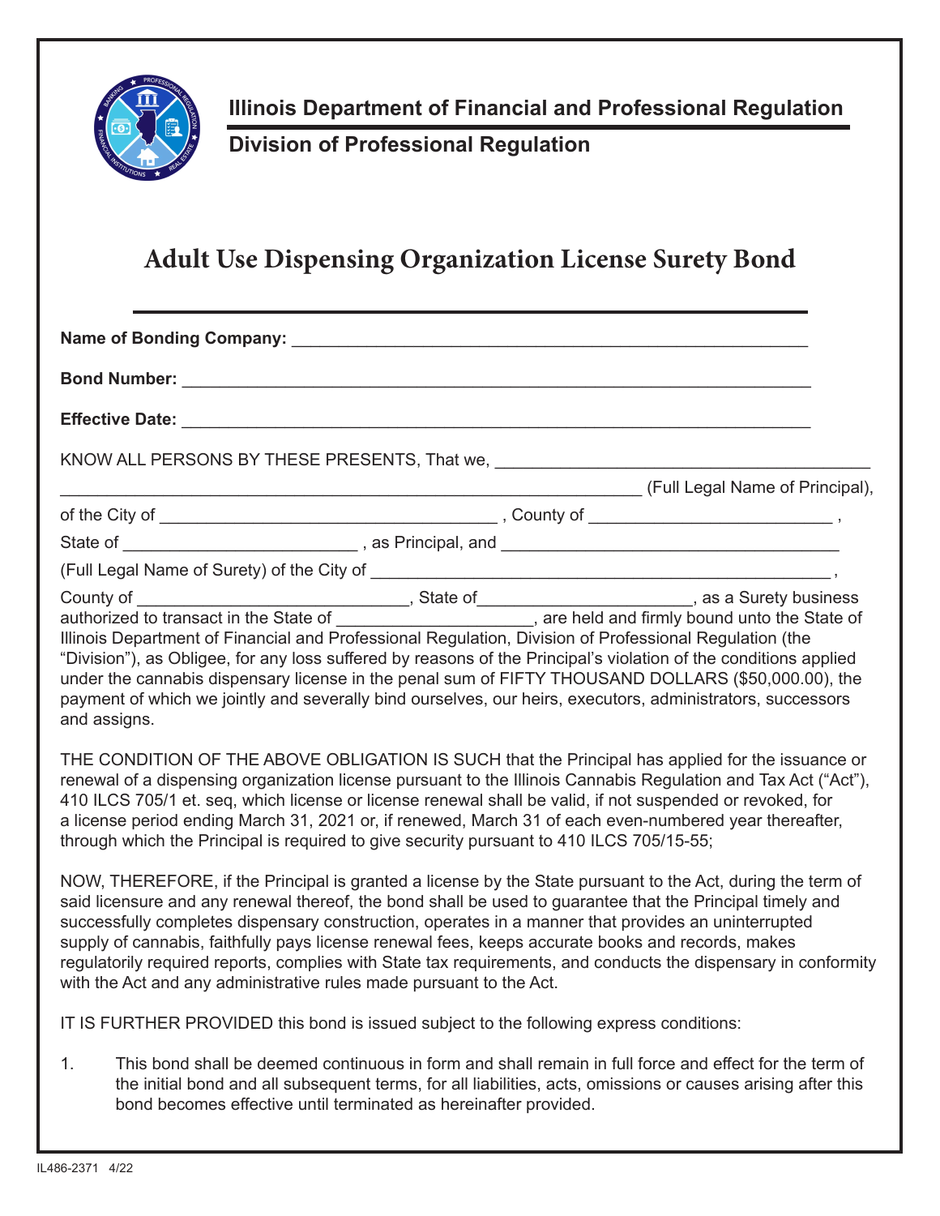**Illinois Department of Financial and Professional Regulation**

**Division of Professional Regulation**

# Adult Use Dispensing Organization License Surety Bond

**Name of Bonding Company:** ______________________________________________________

**Bond Number:** ______________________________________________________________

**Effective Date:** ______________________________________________________________

KNOW ALL PERSONS BY THESE PRESENTS, That we, ____________________________________
________________________________________________________ (Full Legal Name of Principal),
of the City of ________________________________ , County of ________________________ ,
State of ______________________ , as Principal, and ________________________________
(Full Legal Name of Surety) of the City of ____________________________________________ ,
County of __________________________, State of____________________, as a Surety business authorized to transact in the State of ___________________, are held and firmly bound unto the State of Illinois Department of Financial and Professional Regulation, Division of Professional Regulation (the "Division"), as Obligee, for any loss suffered by reasons of the Principal's violation of the conditions applied under the cannabis dispensary license in the penal sum of FIFTY THOUSAND DOLLARS ($50,000.00), the payment of which we jointly and severally bind ourselves, our heirs, executors, administrators, successors and assigns.

THE CONDITION OF THE ABOVE OBLIGATION IS SUCH that the Principal has applied for the issuance or renewal of a dispensing organization license pursuant to the Illinois Cannabis Regulation and Tax Act ("Act"), 410 ILCS 705/1 et. seq, which license or license renewal shall be valid, if not suspended or revoked, for a license period ending March 31, 2021 or, if renewed, March 31 of each even-numbered year thereafter, through which the Principal is required to give security pursuant to 410 ILCS 705/15-55;

NOW, THEREFORE, if the Principal is granted a license by the State pursuant to the Act, during the term of said licensure and any renewal thereof, the bond shall be used to guarantee that the Principal timely and successfully completes dispensary construction, operates in a manner that provides an uninterrupted supply of cannabis, faithfully pays license renewal fees, keeps accurate books and records, makes regulatorily required reports, complies with State tax requirements, and conducts the dispensary in conformity with the Act and any administrative rules made pursuant to the Act.

IT IS FURTHER PROVIDED this bond is issued subject to the following express conditions:

1. This bond shall be deemed continuous in form and shall remain in full force and effect for the term of the initial bond and all subsequent terms, for all liabilities, acts, omissions or causes arising after this bond becomes effective until terminated as hereinafter provided.

IL486-2371 4/22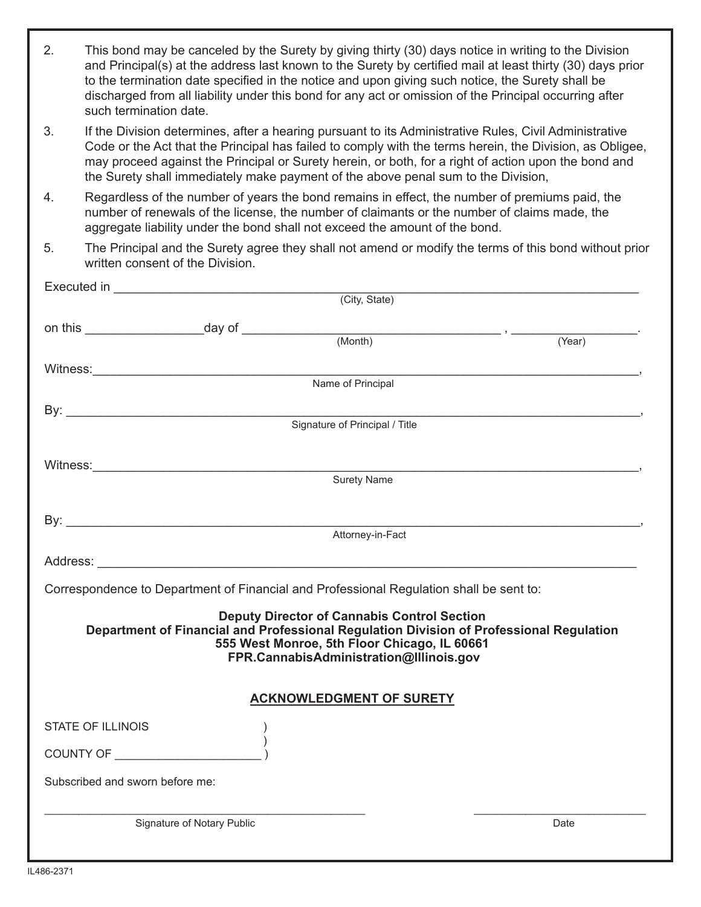2. This bond may be canceled by the Surety by giving thirty (30) days notice in writing to the Division and Principal(s) at the address last known to the Surety by certified mail at least thirty (30) days prior to the termination date specified in the notice and upon giving such notice, the Surety shall be discharged from all liability under this bond for any act or omission of the Principal occurring after such termination date.

3. If the Division determines, after a hearing pursuant to its Administrative Rules, Civil Administrative Code or the Act that the Principal has failed to comply with the terms herein, the Division, as Obligee, may proceed against the Principal or Surety herein, or both, for a right of action upon the bond and the Surety shall immediately make payment of the above penal sum to the Division,

4. Regardless of the number of years the bond remains in effect, the number of premiums paid, the number of renewals of the license, the number of claimants or the number of claims made, the aggregate liability under the bond shall not exceed the amount of the bond.

5. The Principal and the Surety agree they shall not amend or modify the terms of this bond without prior written consent of the Division.

Executed in ______________________________________________________________
(City, State)

on this ________________day of ____________________________________ , __________________.
(Month) (Year)

Witness:_______________________________________________________________________,
Name of Principal

By: ___________________________________________________________________________,
Signature of Principal / Title

Witness:_______________________________________________________________________,
Surety Name

By: ___________________________________________________________________________,
Attorney-in-Fact

Address: _______________________________________________________________________

Correspondence to Department of Financial and Professional Regulation shall be sent to:

**Deputy Director of Cannabis Control Section**
**Department of Financial and Professional Regulation Division of Professional Regulation**
**555 West Monroe, 5th Floor Chicago, IL 60661**
**FPR.CannabisAdministration@Illinois.gov**

## ACKNOWLEDGMENT OF SURETY

STATE OF ILLINOIS )
)
COUNTY OF ______________________ )

Subscribed and sworn before me:

___________________________________________________ ___________________________
Signature of Notary Public Date

IL486-2371